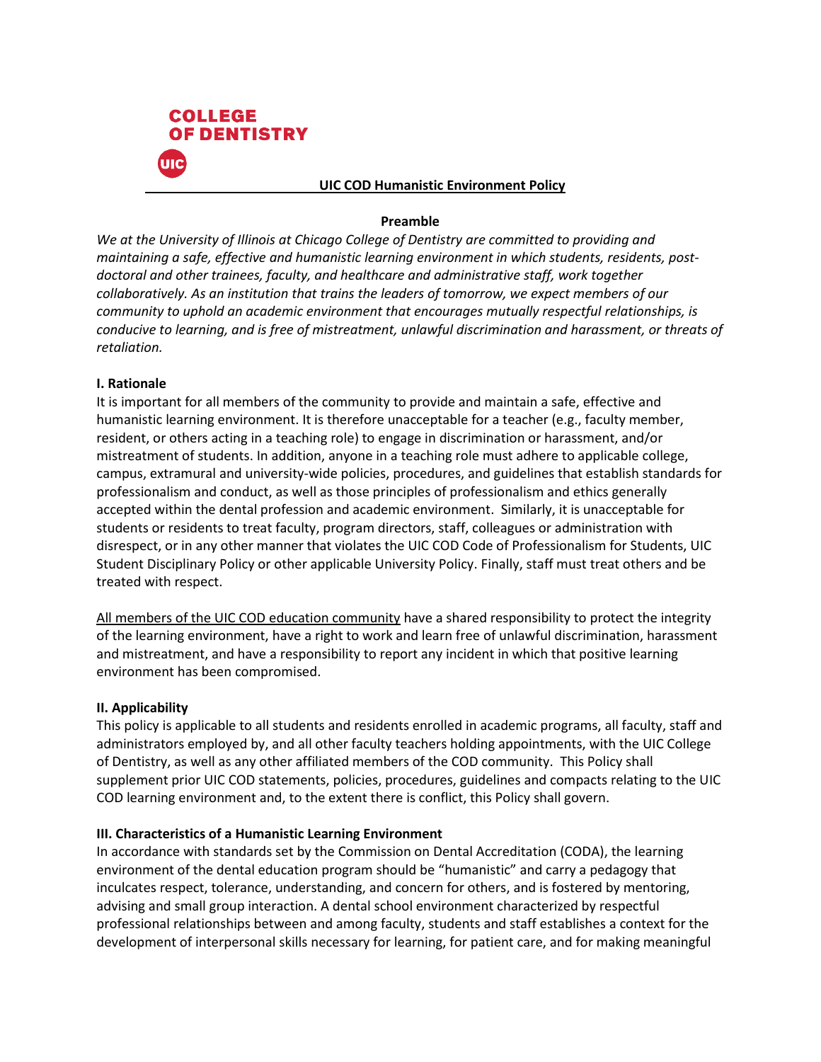COLLEGE OF DENTISTRY

UIC

# UIC COD Humanistic Environment Policy

## Preamble

*We at the University of Illinois at Chicago College of Dentistry are committed to providing and maintaining a safe, effective and humanistic learning environment in which students, residents, post-doctoral and other trainees, faculty, and healthcare and administrative staff, work together collaboratively. As an institution that trains the leaders of tomorrow, we expect members of our community to uphold an academic environment that encourages mutually respectful relationships, is conducive to learning, and is free of mistreatment, unlawful discrimination and harassment, or threats of retaliation.*

## I. Rationale

It is important for all members of the community to provide and maintain a safe, effective and humanistic learning environment. It is therefore unacceptable for a teacher (e.g., faculty member, resident, or others acting in a teaching role) to engage in discrimination or harassment, and/or mistreatment of students. In addition, anyone in a teaching role must adhere to applicable college, campus, extramural and university-wide policies, procedures, and guidelines that establish standards for professionalism and conduct, as well as those principles of professionalism and ethics generally accepted within the dental profession and academic environment. Similarly, it is unacceptable for students or residents to treat faculty, program directors, staff, colleagues or administration with disrespect, or in any other manner that violates the UIC COD Code of Professionalism for Students, UIC Student Disciplinary Policy or other applicable University Policy. Finally, staff must treat others and be treated with respect.

<u>All members of the UIC COD education community</u> have a shared responsibility to protect the integrity of the learning environment, have a right to work and learn free of unlawful discrimination, harassment and mistreatment, and have a responsibility to report any incident in which that positive learning environment has been compromised.

## II. Applicability

This policy is applicable to all students and residents enrolled in academic programs, all faculty, staff and administrators employed by, and all other faculty teachers holding appointments, with the UIC College of Dentistry, as well as any other affiliated members of the COD community. This Policy shall supplement prior UIC COD statements, policies, procedures, guidelines and compacts relating to the UIC COD learning environment and, to the extent there is conflict, this Policy shall govern.

## III. Characteristics of a Humanistic Learning Environment

In accordance with standards set by the Commission on Dental Accreditation (CODA), the learning environment of the dental education program should be "humanistic" and carry a pedagogy that inculcates respect, tolerance, understanding, and concern for others, and is fostered by mentoring, advising and small group interaction. A dental school environment characterized by respectful professional relationships between and among faculty, students and staff establishes a context for the development of interpersonal skills necessary for learning, for patient care, and for making meaningful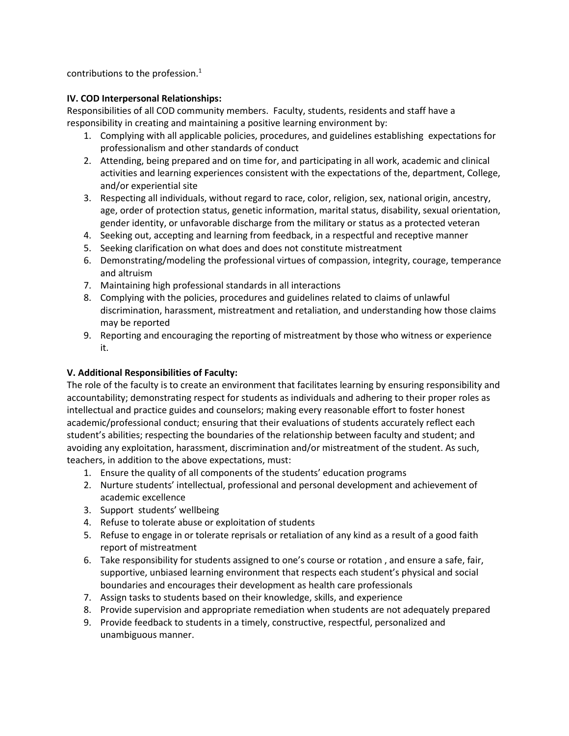contributions to the profession.[1]

**IV. COD Interpersonal Relationships:**

Responsibilities of all COD community members. Faculty, students, residents and staff have a responsibility in creating and maintaining a positive learning environment by:

1. Complying with all applicable policies, procedures, and guidelines establishing expectations for professionalism and other standards of conduct
2. Attending, being prepared and on time for, and participating in all work, academic and clinical activities and learning experiences consistent with the expectations of the, department, College, and/or experiential site
3. Respecting all individuals, without regard to race, color, religion, sex, national origin, ancestry, age, order of protection status, genetic information, marital status, disability, sexual orientation, gender identity, or unfavorable discharge from the military or status as a protected veteran
4. Seeking out, accepting and learning from feedback, in a respectful and receptive manner
5. Seeking clarification on what does and does not constitute mistreatment
6. Demonstrating/modeling the professional virtues of compassion, integrity, courage, temperance and altruism
7. Maintaining high professional standards in all interactions
8. Complying with the policies, procedures and guidelines related to claims of unlawful discrimination, harassment, mistreatment and retaliation, and understanding how those claims may be reported
9. Reporting and encouraging the reporting of mistreatment by those who witness or experience it.

**V. Additional Responsibilities of Faculty:**

The role of the faculty is to create an environment that facilitates learning by ensuring responsibility and accountability; demonstrating respect for students as individuals and adhering to their proper roles as intellectual and practice guides and counselors; making every reasonable effort to foster honest academic/professional conduct; ensuring that their evaluations of students accurately reflect each student's abilities; respecting the boundaries of the relationship between faculty and student; and avoiding any exploitation, harassment, discrimination and/or mistreatment of the student. As such, teachers, in addition to the above expectations, must:

1. Ensure the quality of all components of the students' education programs
2. Nurture students' intellectual, professional and personal development and achievement of academic excellence
3. Support students' wellbeing
4. Refuse to tolerate abuse or exploitation of students
5. Refuse to engage in or tolerate reprisals or retaliation of any kind as a result of a good faith report of mistreatment
6. Take responsibility for students assigned to one's course or rotation , and ensure a safe, fair, supportive, unbiased learning environment that respects each student's physical and social boundaries and encourages their development as health care professionals
7. Assign tasks to students based on their knowledge, skills, and experience
8. Provide supervision and appropriate remediation when students are not adequately prepared
9. Provide feedback to students in a timely, constructive, respectful, personalized and unambiguous manner.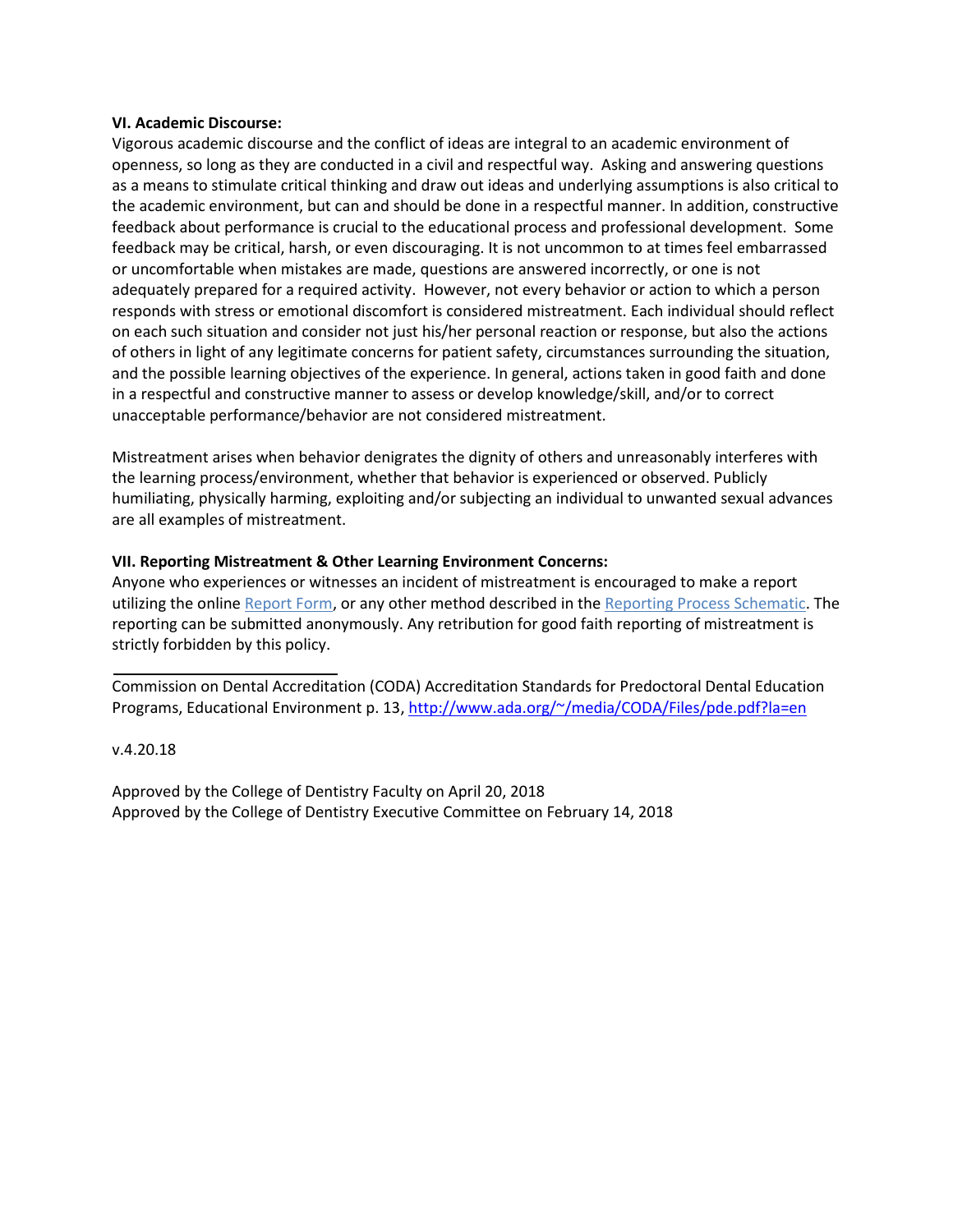### VI. Academic Discourse:

Vigorous academic discourse and the conflict of ideas are integral to an academic environment of openness, so long as they are conducted in a civil and respectful way. Asking and answering questions as a means to stimulate critical thinking and draw out ideas and underlying assumptions is also critical to the academic environment, but can and should be done in a respectful manner. In addition, constructive feedback about performance is crucial to the educational process and professional development. Some feedback may be critical, harsh, or even discouraging. It is not uncommon to at times feel embarrassed or uncomfortable when mistakes are made, questions are answered incorrectly, or one is not adequately prepared for a required activity. However, not every behavior or action to which a person responds with stress or emotional discomfort is considered mistreatment. Each individual should reflect on each such situation and consider not just his/her personal reaction or response, but also the actions of others in light of any legitimate concerns for patient safety, circumstances surrounding the situation, and the possible learning objectives of the experience. In general, actions taken in good faith and done in a respectful and constructive manner to assess or develop knowledge/skill, and/or to correct unacceptable performance/behavior are not considered mistreatment.

Mistreatment arises when behavior denigrates the dignity of others and unreasonably interferes with the learning process/environment, whether that behavior is experienced or observed. Publicly humiliating, physically harming, exploiting and/or subjecting an individual to unwanted sexual advances are all examples of mistreatment.

### VII. Reporting Mistreatment & Other Learning Environment Concerns:

Anyone who experiences or witnesses an incident of mistreatment is encouraged to make a report utilizing the online Report Form, or any other method described in the Reporting Process Schematic. The reporting can be submitted anonymously. Any retribution for good faith reporting of mistreatment is strictly forbidden by this policy.

---

Commission on Dental Accreditation (CODA) Accreditation Standards for Predoctoral Dental Education Programs, Educational Environment p. 13, http://www.ada.org/~/media/CODA/Files/pde.pdf?la=en

v.4.20.18

Approved by the College of Dentistry Faculty on April 20, 2018
Approved by the College of Dentistry Executive Committee on February 14, 2018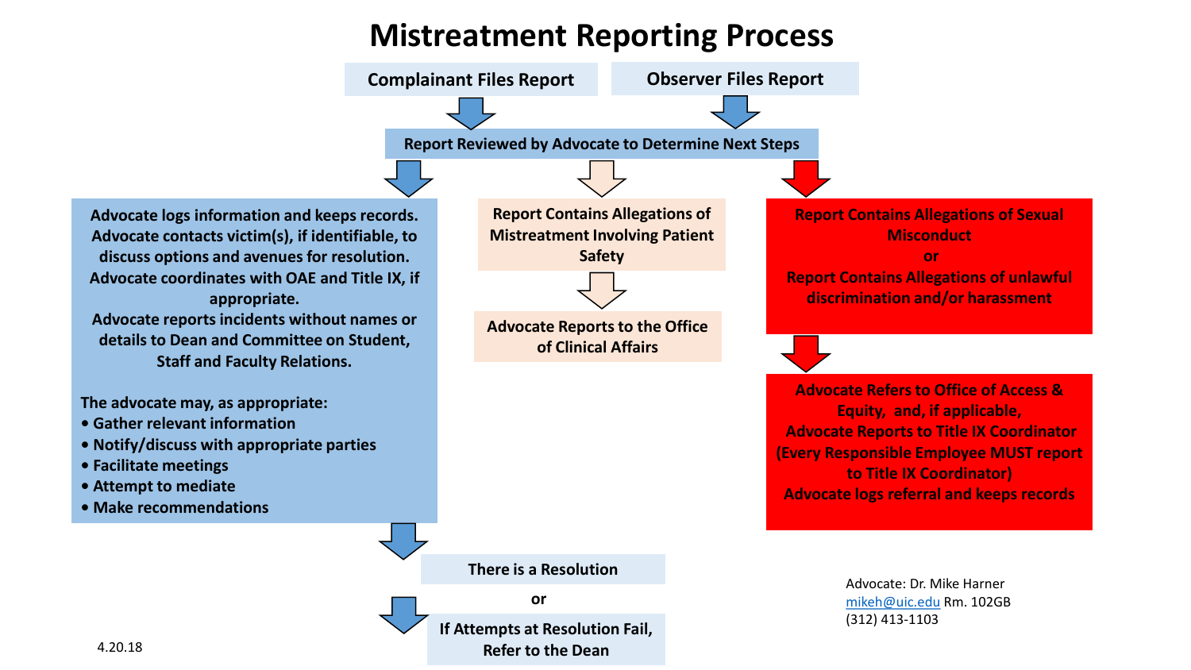# Mistreatment Reporting Process

**Complainant Files Report**

**Observer Files Report**

**Report Reviewed by Advocate to Determine Next Steps**

**Advocate logs information and keeps records. Advocate contacts victim(s), if identifiable, to discuss options and avenues for resolution. Advocate coordinates with OAE and Title IX, if appropriate. Advocate reports incidents without names or details to Dean and Committee on Student, Staff and Faculty Relations.**

**The advocate may, as appropriate:**

- **Gather relevant information**
- **Notify/discuss with appropriate parties**
- **Facilitate meetings**
- **Attempt to mediate**
- **Make recommendations**

**There is a Resolution**

**or**

**If Attempts at Resolution Fail, Refer to the Dean**

**Report Contains Allegations of Mistreatment Involving Patient Safety**

**Advocate Reports to the Office of Clinical Affairs**

**Report Contains Allegations of Sexual Misconduct**
**or**
**Report Contains Allegations of unlawful discrimination and/or harassment**

**Advocate Refers to Office of Access & Equity, and, if applicable, Advocate Reports to Title IX Coordinator (Every Responsible Employee MUST report to Title IX Coordinator) Advocate logs referral and keeps records**

Advocate: Dr. Mike Harner
mikeh@uic.edu Rm. 102GB
(312) 413-1103

4.20.18